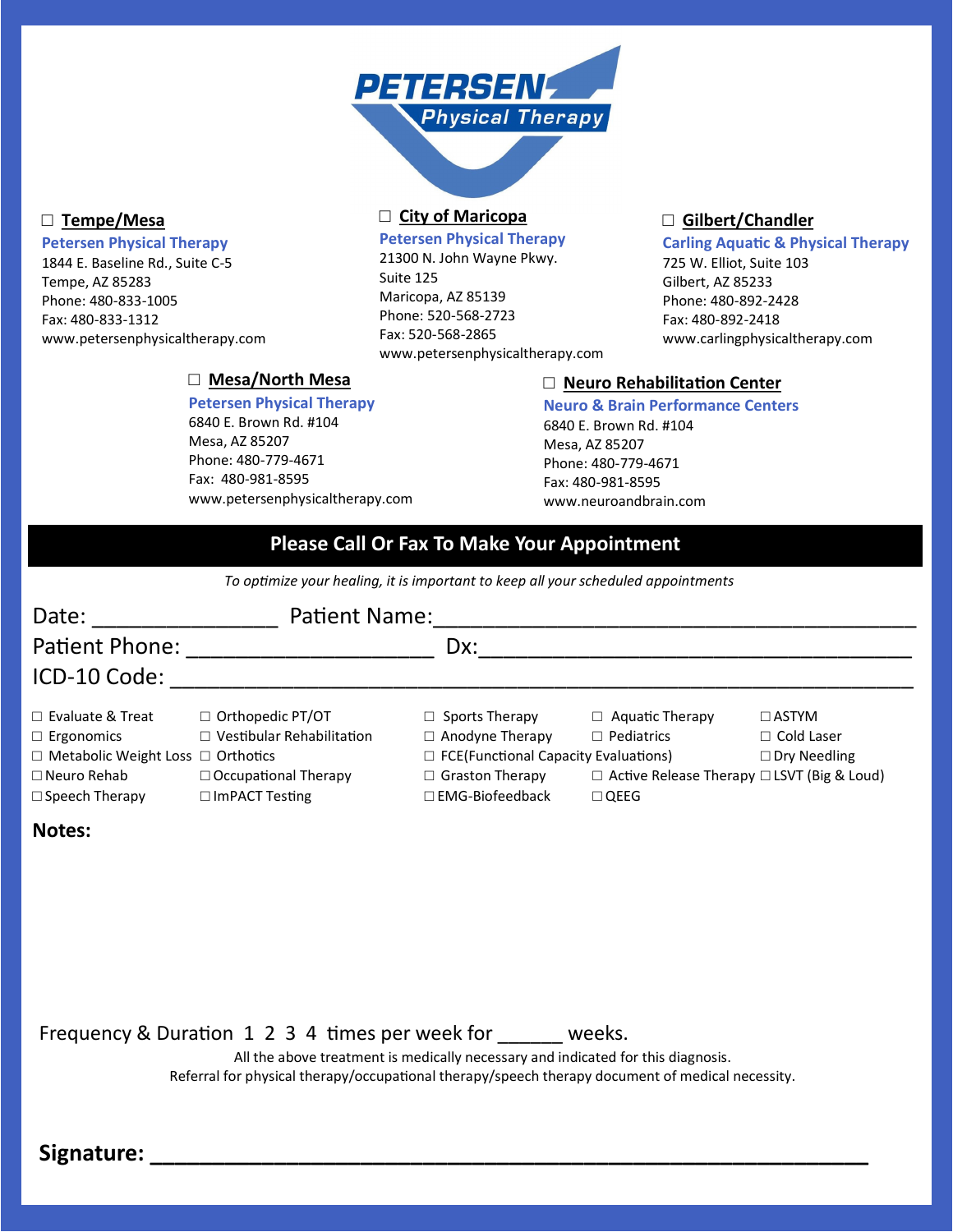# PETERSEN Physical Therapy

☐ **Tempe/Mesa**

**Petersen Physical Therapy**
1844 E. Baseline Rd., Suite C-5
Tempe, AZ 85283
Phone: 480-833-1005
Fax: 480-833-1312
www.petersenphysicaltherapy.com

☐ **City of Maricopa**

**Petersen Physical Therapy**
21300 N. John Wayne Pkwy.
Suite 125
Maricopa, AZ 85139
Phone: 520-568-2723
Fax: 520-568-2865
www.petersenphysicaltherapy.com

☐ **Gilbert/Chandler**

**Carling Aquatic & Physical Therapy**
725 W. Elliot, Suite 103
Gilbert, AZ 85233
Phone: 480-892-2428
Fax: 480-892-2418
www.carlingphysicaltherapy.com

☐ **Mesa/North Mesa**

**Petersen Physical Therapy**
6840 E. Brown Rd. #104
Mesa, AZ 85207
Phone: 480-779-4671
Fax: 480-981-8595
www.petersenphysicaltherapy.com

☐ **Neuro Rehabilitation Center**

**Neuro & Brain Performance Centers**
6840 E. Brown Rd. #104
Mesa, AZ 85207
Phone: 480-779-4671
Fax: 480-981-8595
www.neuroandbrain.com

## Please Call Or Fax To Make Your Appointment

*To optimize your healing, it is important to keep all your scheduled appointments*

Date: _______________ Patient Name:_______________________________________

Patient Phone: ____________________ Dx:____________________________________

ICD-10 Code: ____________________________________________________________

☐ Evaluate & Treat
☐ Orthopedic PT/OT
☐ Sports Therapy
☐ Aquatic Therapy
☐ ASTYM
☐ Ergonomics
☐ Vestibular Rehabilitation
☐ Anodyne Therapy
☐ Pediatrics
☐ Cold Laser
☐ Metabolic Weight Loss
☐ Orthotics
☐ FCE(Functional Capacity Evaluations)
☐ Dry Needling
☐ Neuro Rehab
☐ Occupational Therapy
☐ Graston Therapy
☐ Active Release Therapy
☐ LSVT (Big & Loud)
☐ Speech Therapy
☐ ImPACT Testing
☐ EMG-Biofeedback
☐ QEEG

**Notes:**

Frequency & Duration 1 2 3 4 times per week for ______ weeks.

All the above treatment is medically necessary and indicated for this diagnosis.
Referral for physical therapy/occupational therapy/speech therapy document of medical necessity.

**Signature: ___________________________________________________________**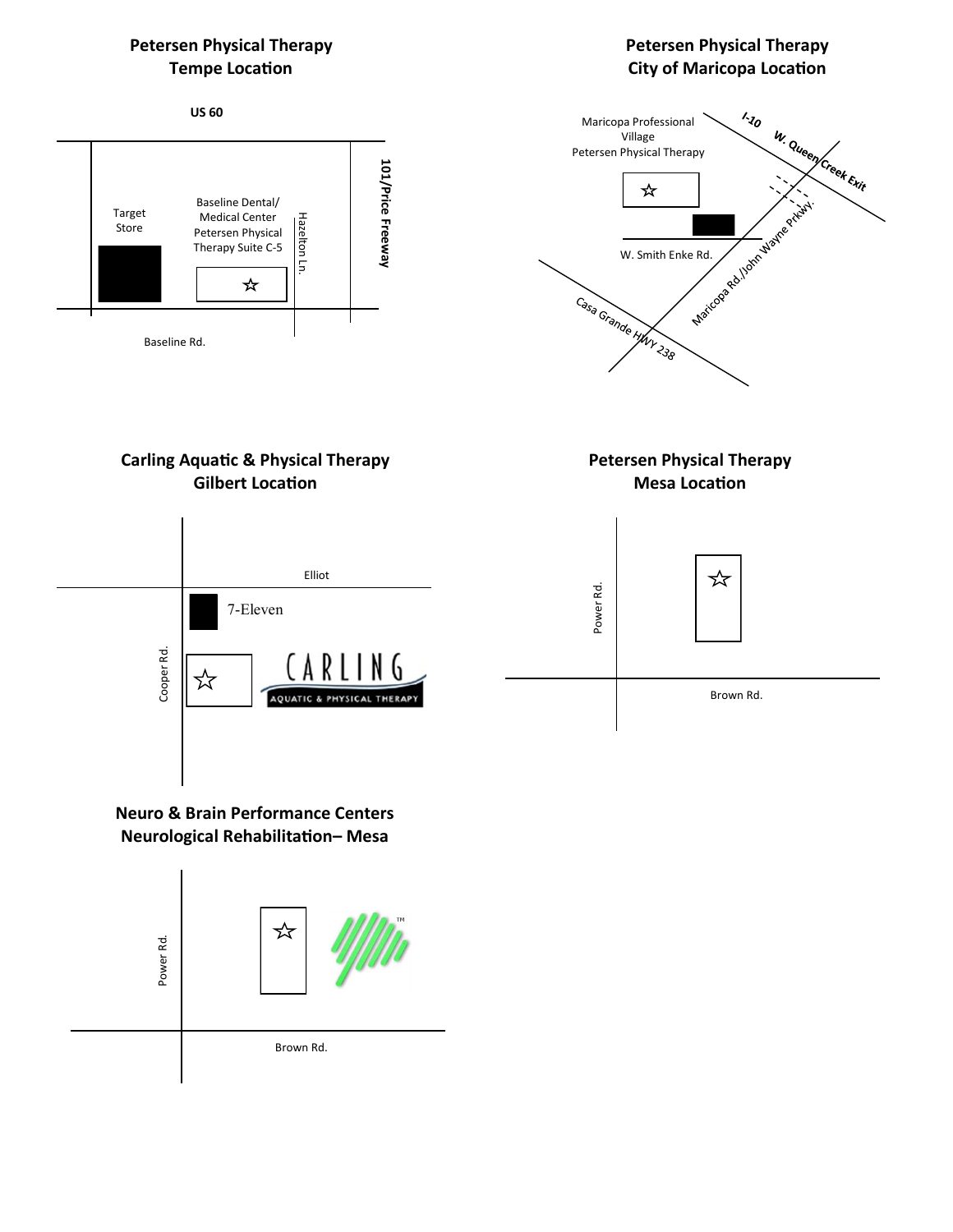**Petersen Physical Therapy**
**Tempe Location**

US 60

Target Store

Baseline Dental/ Medical Center Petersen Physical Therapy Suite C-5

Hazelton Ln.

101/Price Freeway

Baseline Rd.

**Petersen Physical Therapy**
**City of Maricopa Location**

Maricopa Professional Village Petersen Physical Therapy

I-10

W. Queen Creek Exit

W. Smith Enke Rd.

Maricopa Rd./John Wayne Prkwy.

Casa Grande HWY 238

**Carling Aquatic & Physical Therapy**
**Gilbert Location**

Elliot

7-Eleven

Cooper Rd.

CARLING

AQUATIC & PHYSICAL THERAPY

**Petersen Physical Therapy**
**Mesa Location**

Power Rd.

Brown Rd.

**Neuro & Brain Performance Centers**
**Neurological Rehabilitation– Mesa**

Power Rd.

TM

Brown Rd.